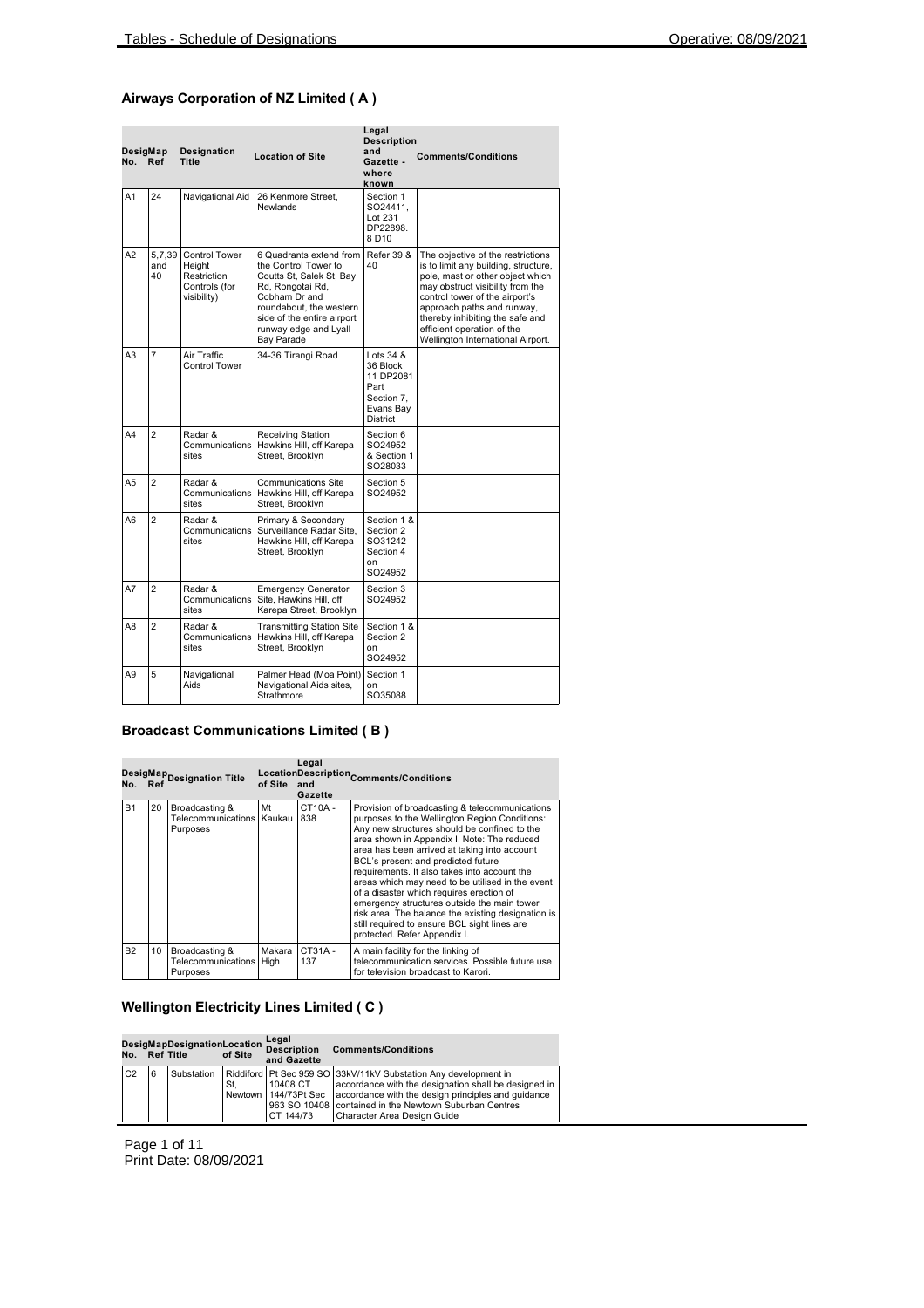## Airways Corporation of NZ Limited ( A )

| Desig No. | Map Ref | Designation Title | Location of Site | Legal Description and Gazette - where known | Comments/Conditions |
|---|---|---|---|---|---|
| A1 | 24 | Navigational Aid | 26 Kenmore Street, Newlands | Section 1 SO24411, Lot 231 DP22898. 8 D10 | |
| A2 | 5,7,39 and 40 | Control Tower Height Restriction Controls (for visibility) | 6 Quadrants extend from the Control Tower to Coutts St, Salek St, Bay Rd, Rongotai Rd, Cobham Dr and roundabout, the western side of the entire airport runway edge and Lyall Bay Parade | Refer 39 & 40 | The objective of the restrictions is to limit any building, structure, pole, mast or other object which may obstruct visibility from the control tower of the airport's approach paths and runway, thereby inhibiting the safe and efficient operation of the Wellington International Airport. |
| A3 | 7 | Air Traffic Control Tower | 34-36 Tirangi Road | Lots 34 & 36 Block 11 DP2081 Part Section 7, Evans Bay District | |
| A4 | 2 | Radar & Communications sites | Receiving Station Hawkins Hill, off Karepa Street, Brooklyn | Section 6 SO24952 & Section 1 SO28033 | |
| A5 | 2 | Radar & Communications sites | Communications Site Hawkins Hill, off Karepa Street, Brooklyn | Section 5 SO24952 | |
| A6 | 2 | Radar & Communications sites | Primary & Secondary Surveillance Radar Site, Hawkins Hill, off Karepa Street, Brooklyn | Section 1 & Section 2 SO31242 Section 4 on SO24952 | |
| A7 | 2 | Radar & Communications sites | Emergency Generator Site, Hawkins Hill, off Karepa Street, Brooklyn | Section 3 SO24952 | |
| A8 | 2 | Radar & Communications sites | Transmitting Station Site Hawkins Hill, off Karepa Street, Brooklyn | Section 1 & Section 2 on SO24952 | |
| A9 | 5 | Navigational Aids | Palmer Head (Moa Point) Navigational Aids sites, Strathmore | Section 1 on SO35088 | |

## Broadcast Communications Limited ( B )

| Desig No. | Map Ref | Designation Title | Location of Site | Legal Description and Gazette | Comments/Conditions |
|---|---|---|---|---|---|
| B1 | 20 | Broadcasting & Telecommunications Purposes | Mt Kaukau | CT10A - 838 | Provision of broadcasting & telecommunications purposes to the Wellington Region Conditions: Any new structures should be confined to the area shown in Appendix I. Note: The reduced area has been arrived at taking into account BCL's present and predicted future requirements. It also takes into account the areas which may need to be utilised in the event of a disaster which requires erection of emergency structures outside the main tower risk area. The balance the existing designation is still required to ensure BCL sight lines are protected. Refer Appendix I. |
| B2 | 10 | Broadcasting & Telecommunications Purposes | Makara High | CT31A - 137 | A main facility for the linking of telecommunication services. Possible future use for television broadcast to Karori. |

## Wellington Electricity Lines Limited ( C )

| Desig No. | Map Ref | Designation Title | Location of Site | Legal Description and Gazette | Comments/Conditions |
|---|---|---|---|---|---|
| C2 | 6 | Substation | Riddiford St, Newtown | Pt Sec 959 SO 10408 CT 144/73Pt Sec 963 SO 10408 CT 144/73 | 33kV/11kV Substation Any development in accordance with the designation shall be designed in accordance with the design principles and guidance contained in the Newtown Suburban Centres Character Area Design Guide |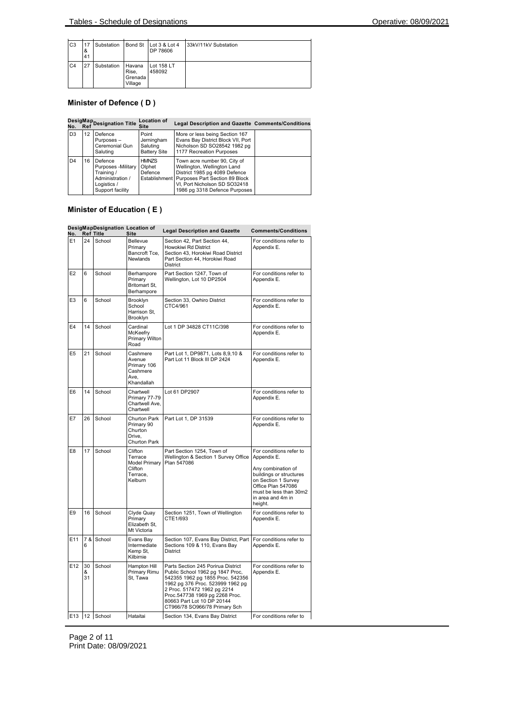| C3 | 17 & 41 | Substation | Bond St | Lot 3 & Lot 4 DP 78606 | 33kV/11kV Substation |
|---|---|---|---|---|---|
| C4 | 27 | Substation | Havana Rise, Grenada Village | Lot 158 LT 458092 | |

## Minister of Defence ( D )

| Desig No. | Map Ref | Designation Title | Location of Site | Legal Description and Gazette | Comments/Conditions |
|---|---|---|---|---|---|
| D3 | 12 | Defence Purposes – Ceremonial Gun Saluting | Point Jerningham Saluting Battery Site | More or less being Section 167 Evans Bay District Block VII, Port Nicholson SD SO28542 1982 pg 1177 Recreation Purposes | |
| D4 | 16 | Defence Purposes -Military Training / Administration / Logistics / Support facility | HMNZS Olphet Defence Establishment | Town acre number 90, City of Wellington, Wellington Land District 1985 pg 4089 Defence Purposes Part Section 89 Block VI, Port Nicholson SD SO32418 1986 pg 3318 Defence Purposes | |

## Minister of Education ( E )

| Desig No. | Map Ref | Designation Title | Location of Site | Legal Description and Gazette | Comments/Conditions |
|---|---|---|---|---|---|
| E1 | 24 | School | Bellevue Primary Bancroft Tce, Newlands | Section 42, Part Section 44, Howokiwi Rd District Section 43, Horokiwi Road District Part Section 44, Horokiwi Road District | For conditions refer to Appendix E. |
| E2 | 6 | School | Berhampore Primary Britomart St, Berhampore | Part Section 1247, Town of Wellington, Lot 10 DP2504 | For conditions refer to Appendix E. |
| E3 | 6 | School | Brooklyn School Harrison St, Brooklyn | Section 33, Owhiro District CTC4/961 | For conditions refer to Appendix E. |
| E4 | 14 | School | Cardinal McKeefry Primary Wilton Road | Lot 1 DP 34828 CT11C/398 | For conditions refer to Appendix E. |
| E5 | 21 | School | Cashmere Avenue Primary 106 Cashmere Ave, Khandallah | Part Lot 1, DP9871, Lots 8,9,10 & Part Lot 11 Block III DP 2424 | For conditions refer to Appendix E. |
| E6 | 14 | School | Chartwell Primary 77-79 Chartwell Ave, Chartwell | Lot 61 DP2907 | For conditions refer to Appendix E. |
| E7 | 26 | School | Churton Park Primary 90 Churton Drive, Churton Park | Part Lot 1, DP 31539 | For conditions refer to Appendix E. |
| E8 | 17 | School | Clifton Terrace Model Primary Clifton Terrace, Kelburn | Part Section 1254, Town of Wellington & Section 1 Survey Office Plan 547086 | For conditions refer to Appendix E.<br><br>Any combination of buildings or structures on Section 1 Survey Office Plan 547086 must be less than 30m2 in area and 4m in height. |
| E9 | 16 | School | Clyde Quay Primary Elizabeth St, Mt Victoria | Section 1251, Town of Wellington CTE1/693 | For conditions refer to Appendix E. |
| E11 | 7 & 6 | School | Evans Bay Intermediate Kemp St, Kilbirnie | Section 107, Evans Bay District, Part Sections 109 & 110, Evans Bay District | For conditions refer to Appendix E. |
| E12 | 30 & 31 | School | Hampton Hill Primary Rimu St, Tawa | Parts Section 245 Porirua District Public School 1962 pg 1847 Proc, 542355 1962 pg 1855 Proc. 542356 1962 pg 376 Proc. 523999 1962 pg 2 Proc. 517472 1962 pg 2214 Proc.547738 1969 pg 2268 Proc. 80663 Part Lot 10 DP 20144 CT966/78 SO966/78 Primary Sch | For conditions refer to Appendix E. |
| E13 | 12 | School | Hataitai | Section 134, Evans Bay District | For conditions refer to |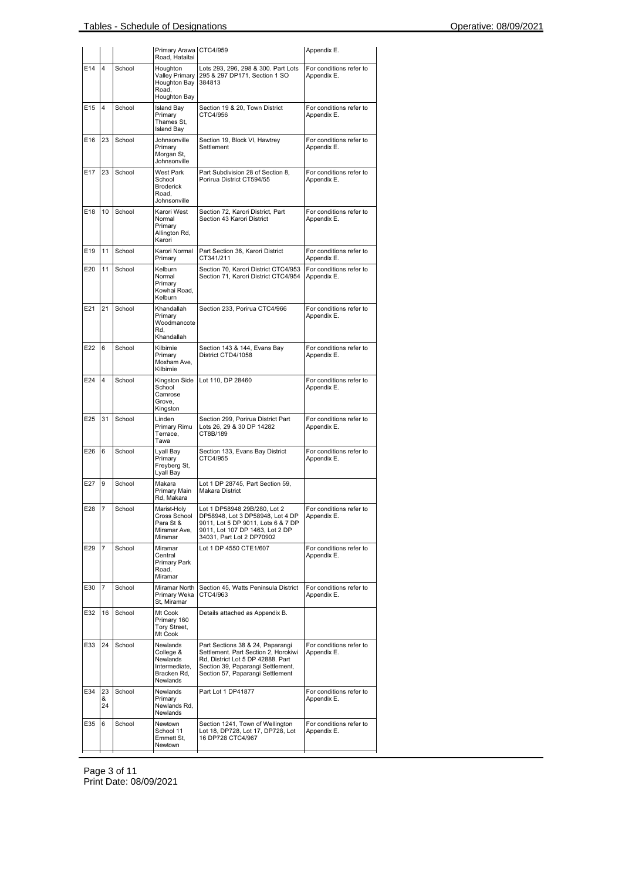|  |  |  | Primary Arawa Road, Hataitai | CTC4/959 | Appendix E. |
|---|---|---|---|---|---|
| E14 | 4 | School | Houghton Valley Primary Houghton Bay Road, Houghton Bay | Lots 293, 296, 298 & 300. Part Lots 295 & 297 DP171, Section 1 SO 384813 | For conditions refer to Appendix E. |
| E15 | 4 | School | Island Bay Primary Thames St, Island Bay | Section 19 & 20, Town District CTC4/956 | For conditions refer to Appendix E. |
| E16 | 23 | School | Johnsonville Primary Morgan St, Johnsonville | Section 19, Block VI, Hawtrey Settlement | For conditions refer to Appendix E. |
| E17 | 23 | School | West Park School Broderick Road, Johnsonville | Part Subdivision 28 of Section 8, Porirua District CT594/55 | For conditions refer to Appendix E. |
| E18 | 10 | School | Karori West Normal Primary Allington Rd, Karori | Section 72, Karori District, Part Section 43 Karori District | For conditions refer to Appendix E. |
| E19 | 11 | School | Karori Normal Primary | Part Section 36, Karori District CT341/211 | For conditions refer to Appendix E. |
| E20 | 11 | School | Kelburn Normal Primary Kowhai Road, Kelburn | Section 70, Karori District CTC4/953 Section 71, Karori District CTC4/954 | For conditions refer to Appendix E. |
| E21 | 21 | School | Khandallah Primary Woodmancote Rd, Khandallah | Section 233, Porirua CTC4/966 | For conditions refer to Appendix E. |
| E22 | 6 | School | Kilbirnie Primary Moxham Ave, Kilbirnie | Section 143 & 144, Evans Bay District CTD4/1058 | For conditions refer to Appendix E. |
| E24 | 4 | School | Kingston Side School Camrose Grove, Kingston | Lot 110, DP 28460 | For conditions refer to Appendix E. |
| E25 | 31 | School | Linden Primary Rimu Terrace, Tawa | Section 299, Porirua District Part Lots 26, 29 & 30 DP 14282 CT8B/189 | For conditions refer to Appendix E. |
| E26 | 6 | School | Lyall Bay Primary Freyberg St, Lyall Bay | Section 133, Evans Bay District CTC4/955 | For conditions refer to Appendix E. |
| E27 | 9 | School | Makara Primary Main Rd, Makara | Lot 1 DP 28745, Part Section 59, Makara District |  |
| E28 | 7 | School | Marist-Holy Cross School Para St & Miramar Ave, Miramar | Lot 1 DP58948 29B/280, Lot 2 DP58948, Lot 3 DP58948, Lot 4 DP 9011, Lot 5 DP 9011, Lots 6 & 7 DP 9011, Lot 107 DP 1463, Lot 2 DP 34031, Part Lot 2 DP70902 | For conditions refer to Appendix E. |
| E29 | 7 | School | Miramar Central Primary Park Road, Miramar | Lot 1 DP 4550 CTE1/607 | For conditions refer to Appendix E. |
| E30 | 7 | School | Miramar North Primary Weka St, Miramar | Section 45, Watts Peninsula District CTC4/963 | For conditions refer to Appendix E. |
| E32 | 16 | School | Mt Cook Primary 160 Tory Street, Mt Cook | Details attached as Appendix B. |  |
| E33 | 24 | School | Newlands College & Newlands Intermediate, Bracken Rd, Newlands | Part Sections 38 & 24, Paparangi Settlement. Part Section 2, Horokiwi Rd, District Lot 5 DP 42888. Part Section 39, Paparangi Settlement, Section 57, Paparangi Settlement | For conditions refer to Appendix E. |
| E34 | 23 & 24 | School | Newlands Primary Newlands Rd, Newlands | Part Lot 1 DP41877 | For conditions refer to Appendix E. |
| E35 | 6 | School | Newtown School 11 Emmett St, Newtown | Section 1241, Town of Wellington Lot 18, DP728, Lot 17, DP728, Lot 16 DP728 CTC4/967 | For conditions refer to Appendix E. |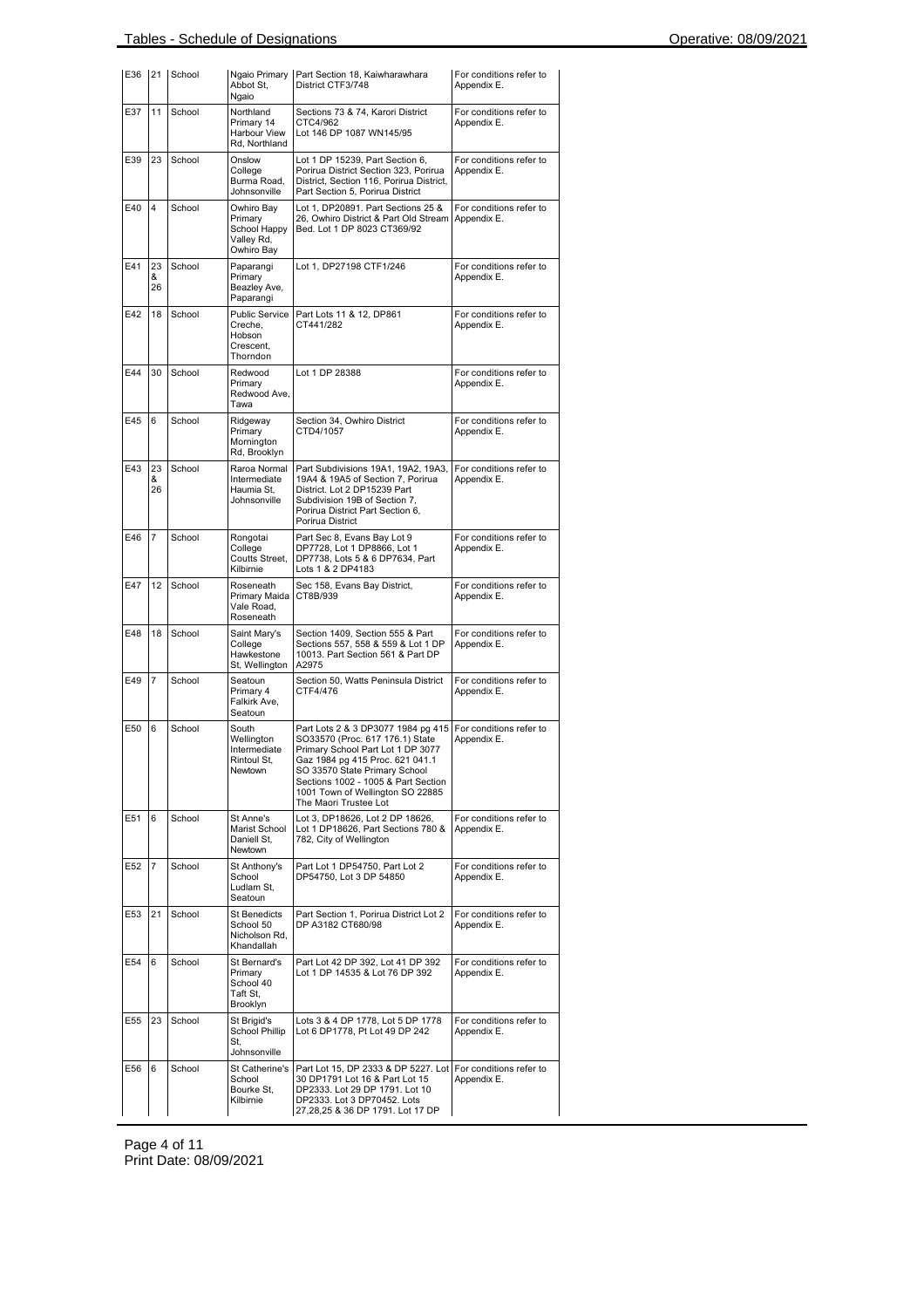| E36 | 21 | School | Ngaio Primary Abbot St, Ngaio | Part Section 18, Kaiwharawhara District CTF3/748 | For conditions refer to Appendix E. |
|---|---|---|---|---|---|
| E37 | 11 | School | Northland Primary 14 Harbour View Rd, Northland | Sections 73 & 74, Karori District CTC4/962 Lot 146 DP 1087 WN145/95 | For conditions refer to Appendix E. |
| E39 | 23 | School | Onslow College Burma Road, Johnsonville | Lot 1 DP 15239, Part Section 6, Porirua District Section 323, Porirua District, Section 116, Porirua District, Part Section 5, Porirua District | For conditions refer to Appendix E. |
| E40 | 4 | School | Owhiro Bay Primary School Happy Valley Rd, Owhiro Bay | Lot 1, DP20891. Part Sections 25 & 26, Owhiro District & Part Old Stream Bed. Lot 1 DP 8023 CT369/92 | For conditions refer to Appendix E. |
| E41 | 23 & 26 | School | Paparangi Primary Beazley Ave, Paparangi | Lot 1, DP27198 CTF1/246 | For conditions refer to Appendix E. |
| E42 | 18 | School | Public Service Creche, Hobson Crescent, Thorndon | Part Lots 11 & 12, DP861 CT441/282 | For conditions refer to Appendix E. |
| E44 | 30 | School | Redwood Primary Redwood Ave, Tawa | Lot 1 DP 28388 | For conditions refer to Appendix E. |
| E45 | 6 | School | Ridgeway Primary Mornington Rd, Brooklyn | Section 34, Owhiro District CTD4/1057 | For conditions refer to Appendix E. |
| E43 | 23 & 26 | School | Raroa Normal Intermediate Haumia St, Johnsonville | Part Subdivisions 19A1, 19A2, 19A3, 19A4 & 19A5 of Section 7, Porirua District. Lot 2 DP15239 Part Subdivision 19B of Section 7, Porirua District Part Section 6, Porirua District | For conditions refer to Appendix E. |
| E46 | 7 | School | Rongotai College Coutts Street, Kilbirnie | Part Sec 8, Evans Bay Lot 9 DP7728, Lot 1 DP8866, Lot 1 DP7738, Lots 5 & 6 DP7634, Part Lots 1 & 2 DP4183 | For conditions refer to Appendix E. |
| E47 | 12 | School | Roseneath Primary Maida Vale Road, Roseneath | Sec 158, Evans Bay District, CT8B/939 | For conditions refer to Appendix E. |
| E48 | 18 | School | Saint Mary's College Hawkestone St, Wellington | Section 1409, Section 555 & Part Sections 557, 558 & 559 & Lot 1 DP 10013. Part Section 561 & Part DP A2975 | For conditions refer to Appendix E. |
| E49 | 7 | School | Seatoun Primary 4 Falkirk Ave, Seatoun | Section 50, Watts Peninsula District CTF4/476 | For conditions refer to Appendix E. |
| E50 | 6 | School | South Wellington Intermediate Rintoul St, Newtown | Part Lots 2 & 3 DP3077 1984 pg 415 SO33570 (Proc. 617 176.1) State Primary School Part Lot 1 DP 3077 Gaz 1984 pg 415 Proc. 621 041.1 SO 33570 State Primary School Sections 1002 - 1005 & Part Section 1001 Town of Wellington SO 22885 The Maori Trustee Lot | For conditions refer to Appendix E. |
| E51 | 6 | School | St Anne's Marist School Daniell St, Newtown | Lot 3, DP18626, Lot 2 DP 18626, Lot 1 DP18626, Part Sections 780 & 782, City of Wellington | For conditions refer to Appendix E. |
| E52 | 7 | School | St Anthony's School Ludlam St, Seatoun | Part Lot 1 DP54750, Part Lot 2 DP54750, Lot 3 DP 54850 | For conditions refer to Appendix E. |
| E53 | 21 | School | St Benedicts School 50 Nicholson Rd, Khandallah | Part Section 1, Porirua District Lot 2 DP A3182 CT680/98 | For conditions refer to Appendix E. |
| E54 | 6 | School | St Bernard's Primary School 40 Taft St, Brooklyn | Part Lot 42 DP 392, Lot 41 DP 392 Lot 1 DP 14535 & Lot 76 DP 392 | For conditions refer to Appendix E. |
| E55 | 23 | School | St Brigid's School Phillip St, Johnsonville | Lots 3 & 4 DP 1778, Lot 5 DP 1778 Lot 6 DP1778, Pt Lot 49 DP 242 | For conditions refer to Appendix E. |
| E56 | 6 | School | St Catherine's School Bourke St, Kilbirnie | Part Lot 15, DP 2333 & DP 5227. Lot 30 DP1791 Lot 16 & Part Lot 15 DP2333. Lot 29 DP 1791. Lot 10 DP2333. Lot 3 DP70452. Lots 27,28,25 & 36 DP 1791. Lot 17 DP | For conditions refer to Appendix E. |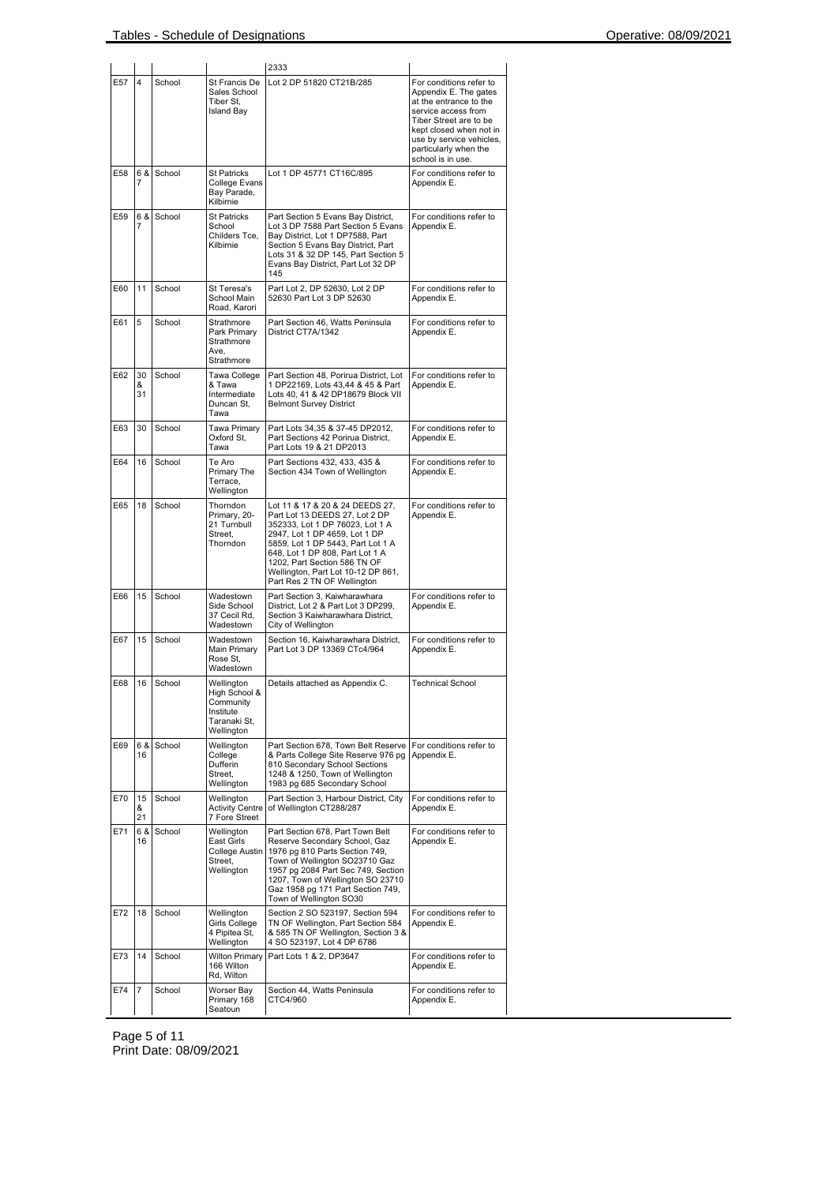| | | | | 2333 | |
|---|---|---|---|---|---|
| E57 | 4 | School | St Francis De Sales School Tiber St, Island Bay | Lot 2 DP 51820 CT21B/285 | For conditions refer to Appendix E. The gates at the entrance to the service access from Tiber Street are to be kept closed when not in use by service vehicles, particularly when the school is in use. |
| E58 | 6 & 7 | School | St Patricks College Evans Bay Parade, Kilbirnie | Lot 1 DP 45771 CT16C/895 | For conditions refer to Appendix E. |
| E59 | 6 & 7 | School | St Patricks School Childers Tce, Kilbirnie | Part Section 5 Evans Bay District, Lot 3 DP 7588 Part Section 5 Evans Bay District, Lot 1 DP7588, Part Section 5 Evans Bay District, Part Lots 31 & 32 DP 145, Part Section 5 Evans Bay District, Part Lot 32 DP 145 | For conditions refer to Appendix E. |
| E60 | 11 | School | St Teresa's School Main Road, Karori | Part Lot 2, DP 52630, Lot 2 DP 52630 Part Lot 3 DP 52630 | For conditions refer to Appendix E. |
| E61 | 5 | School | Strathmore Park Primary Strathmore Ave, Strathmore | Part Section 46, Watts Peninsula District CT7A/1342 | For conditions refer to Appendix E. |
| E62 | 30 & 31 | School | Tawa College & Tawa Intermediate Duncan St, Tawa | Part Section 48, Porirua District, Lot 1 DP22169, Lots 43,44 & 45 & Part Lots 40, 41 & 42 DP18679 Block VII Belmont Survey District | For conditions refer to Appendix E. |
| E63 | 30 | School | Tawa Primary Oxford St, Tawa | Part Lots 34,35 & 37-45 DP2012, Part Sections 42 Porirua District, Part Lots 19 & 21 DP2013 | For conditions refer to Appendix E. |
| E64 | 16 | School | Te Aro Primary The Terrace, Wellington | Part Sections 432, 433, 435 & Section 434 Town of Wellington | For conditions refer to Appendix E. |
| E65 | 18 | School | Thorndon Primary, 20-21 Turnbull Street, Thorndon | Lot 11 & 17 & 20 & 24 DEEDS 27, Part Lot 13 DEEDS 27, Lot 2 DP 352333, Lot 1 DP 76023, Lot 1 A 2947, Lot 1 DP 4659, Lot 1 DP 5859, Lot 1 DP 5443, Part Lot 1 A 648, Lot 1 DP 808, Part Lot 1 A 1202, Part Section 586 TN OF Wellington, Part Lot 10-12 DP 861, Part Res 2 TN OF Wellington | For conditions refer to Appendix E. |
| E66 | 15 | School | Wadestown Side School 37 Cecil Rd, Wadestown | Part Section 3, Kaiwharawhara District, Lot 2 & Part Lot 3 DP299, Section 3 Kaiwharawhara District, City of Wellington | For conditions refer to Appendix E. |
| E67 | 15 | School | Wadestown Main Primary Rose St, Wadestown | Section 16, Kaiwharawhara District, Part Lot 3 DP 13369 CTc4/964 | For conditions refer to Appendix E. |
| E68 | 16 | School | Wellington High School & Community Institute Taranaki St, Wellington | Details attached as Appendix C. | Technical School |
| E69 | 6 & 16 | School | Wellington College Dufferin Street, Wellington | Part Section 678, Town Belt Reserve & Parts College Site Reserve 976 pg 810 Secondary School Sections 1248 & 1250, Town of Wellington 1983 pg 685 Secondary School | For conditions refer to Appendix E. |
| E70 | 15 & 21 | School | Wellington Activity Centre 7 Fore Street | Part Section 3, Harbour District, City of Wellington CT288/287 | For conditions refer to Appendix E. |
| E71 | 6 & 16 | School | Wellington East Girls College Austin Street, Wellington | Part Section 678, Part Town Belt Reserve Secondary School, Gaz 1976 pg 810 Parts Section 749, Town of Wellington SO23710 Gaz 1957 pg 2084 Part Sec 749, Section 1207, Town of Wellington SO 23710 Gaz 1958 pg 171 Part Section 749, Town of Wellington SO30 | For conditions refer to Appendix E. |
| E72 | 18 | School | Wellington Girls College 4 Pipitea St, Wellington | Section 2 SO 523197, Section 594 TN OF Wellington, Part Section 584 & 585 TN OF Wellington, Section 3 & 4 SO 523197, Lot 4 DP 6786 | For conditions refer to Appendix E. |
| E73 | 14 | School | Wilton Primary 166 Wilton Rd, Wilton | Part Lots 1 & 2, DP3647 | For conditions refer to Appendix E. |
| E74 | 7 | School | Worser Bay Primary 168 Seatoun | Section 44, Watts Peninsula CTC4/960 | For conditions refer to Appendix E. |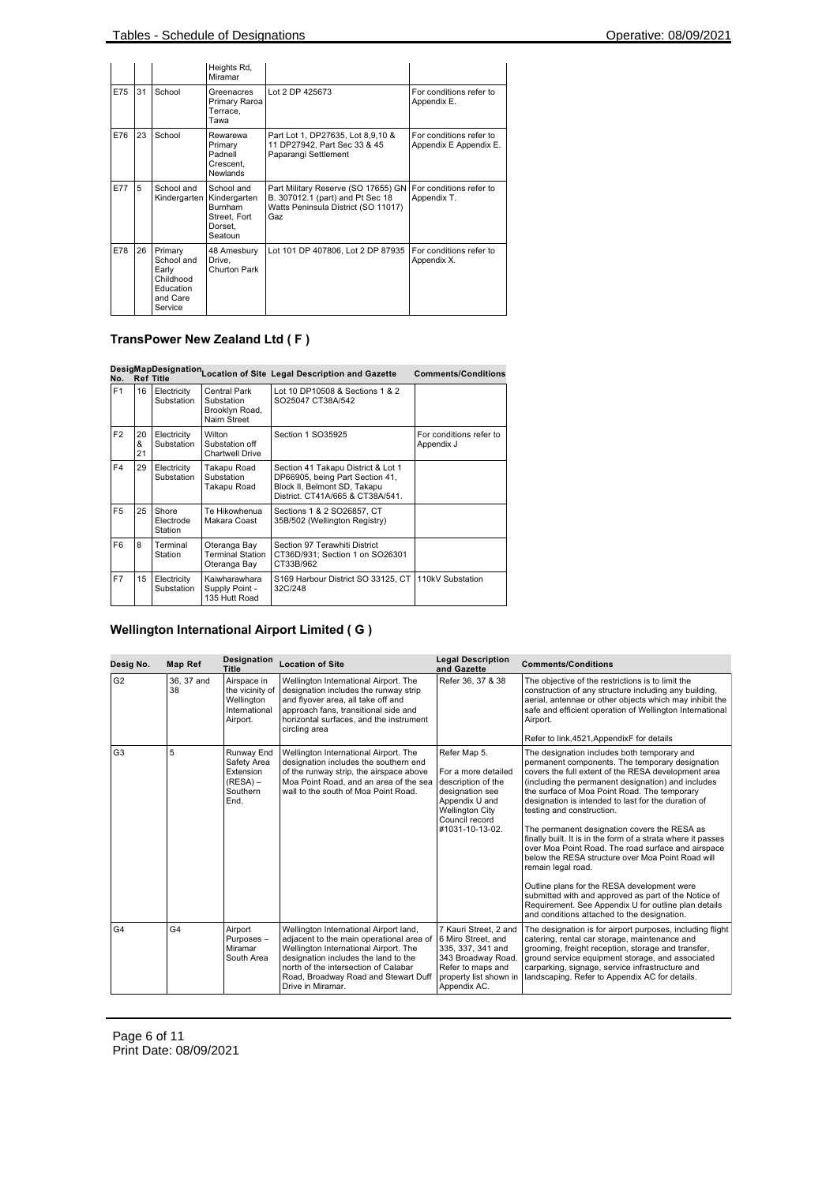| | | | Heights Rd, Miramar | | |
|---|---|---|---|---|---|
| E75 | 31 | School | Greenacres Primary Raroa Terrace, Tawa | Lot 2 DP 425673 | For conditions refer to Appendix E. |
| E76 | 23 | School | Rewarewa Primary Padnell Crescent, Newlands | Part Lot 1, DP27635, Lot 8,9,10 & 11 DP27942, Part Sec 33 & 45 Paparangi Settlement | For conditions refer to Appendix E Appendix E. |
| E77 | 5 | School and Kindergarten | School and Kindergarten Burnham Street, Fort Dorset, Seatoun | Part Military Reserve (SO 17655) GN B. 307012.1 (part) and Pt Sec 18 Watts Peninsula District (SO 11017) Gaz | For conditions refer to Appendix T. |
| E78 | 26 | Primary School and Early Childhood Education and Care Service | 48 Amesbury Drive, Churton Park | Lot 101 DP 407806, Lot 2 DP 87935 | For conditions refer to Appendix X. |

## TransPower New Zealand Ltd ( F )

| Desig No. | Map Ref | Designation Title | Location of Site | Legal Description and Gazette | Comments/Conditions |
|---|---|---|---|---|---|
| F1 | 16 | Electricity Substation | Central Park Substation Brooklyn Road, Nairn Street | Lot 10 DP10508 & Sections 1 & 2 SO25047 CT38A/542 | |
| F2 | 20 & 21 | Electricity Substation | Wilton Substation off Chartwell Drive | Section 1 SO35925 | For conditions refer to Appendix J |
| F4 | 29 | Electricity Substation | Takapu Road Substation Takapu Road | Section 41 Takapu District & Lot 1 DP66905, being Part Section 41, Block II, Belmont SD, Takapu District. CT41A/665 & CT38A/541. | |
| F5 | 25 | Shore Electrode Station | Te Hikowhenua Makara Coast | Sections 1 & 2 SO26857, CT 35B/502 (Wellington Registry) | |
| F6 | 8 | Terminal Station | Oteranga Bay Terminal Station Oteranga Bay | Section 97 Terawhiti District CT36D/931; Section 1 on SO26301 CT33B/962 | |
| F7 | 15 | Electricity Substation | Kaiwharawhara Supply Point - 135 Hutt Road | S169 Harbour District SO 33125, CT 32C/248 | 110kV Substation |

## Wellington International Airport Limited ( G )

| Desig No. | Map Ref | Designation Title | Location of Site | Legal Description and Gazette | Comments/Conditions |
|---|---|---|---|---|---|
| G2 | 36, 37 and 38 | Airspace in the vicinity of Wellington International Airport. | Wellington International Airport. The designation includes the runway strip and flyover area, all take off and approach fans, transitional side and horizontal surfaces, and the instrument circling area | Refer 36, 37 & 38 | The objective of the restrictions is to limit the construction of any structure including any building, aerial, antennae or other objects which may inhibit the safe and efficient operation of Wellington International Airport.<br><br>Refer to link,4521,AppendixF for details |
| G3 | 5 | Runway End Safety Area Extension (RESA) – Southern End. | Wellington International Airport. The designation includes the southern end of the runway strip, the airspace above Moa Point Road, and an area of the sea wall to the south of Moa Point Road. | Refer Map 5.<br><br>For a more detailed description of the designation see Appendix U and Wellington City Council record #1031-10-13-02. | The designation includes both temporary and permanent components. The temporary designation covers the full extent of the RESA development area (including the permanent designation) and includes the surface of Moa Point Road. The temporary designation is intended to last for the duration of testing and construction.<br><br>The permanent designation covers the RESA as finally built. It is in the form of a strata where it passes over Moa Point Road. The road surface and airspace below the RESA structure over Moa Point Road will remain legal road.<br><br>Outline plans for the RESA development were submitted with and approved as part of the Notice of Requirement. See Appendix U for outline plan details and conditions attached to the designation. |
| G4 | G4 | Airport Purposes – Miramar South Area | Wellington International Airport land, adjacent to the main operational area of Wellington International Airport. The designation includes the land to the north of the intersection of Calabar Road, Broadway Road and Stewart Duff Drive in Miramar. | 7 Kauri Street, 2 and 6 Miro Street, and 335, 337, 341 and 343 Broadway Road. Refer to maps and property list shown in Appendix AC. | The designation is for airport purposes, including flight catering, rental car storage, maintenance and grooming, freight reception, storage and transfer, ground service equipment storage, and associated carparking, signage, service infrastructure and landscaping. Refer to Appendix AC for details. |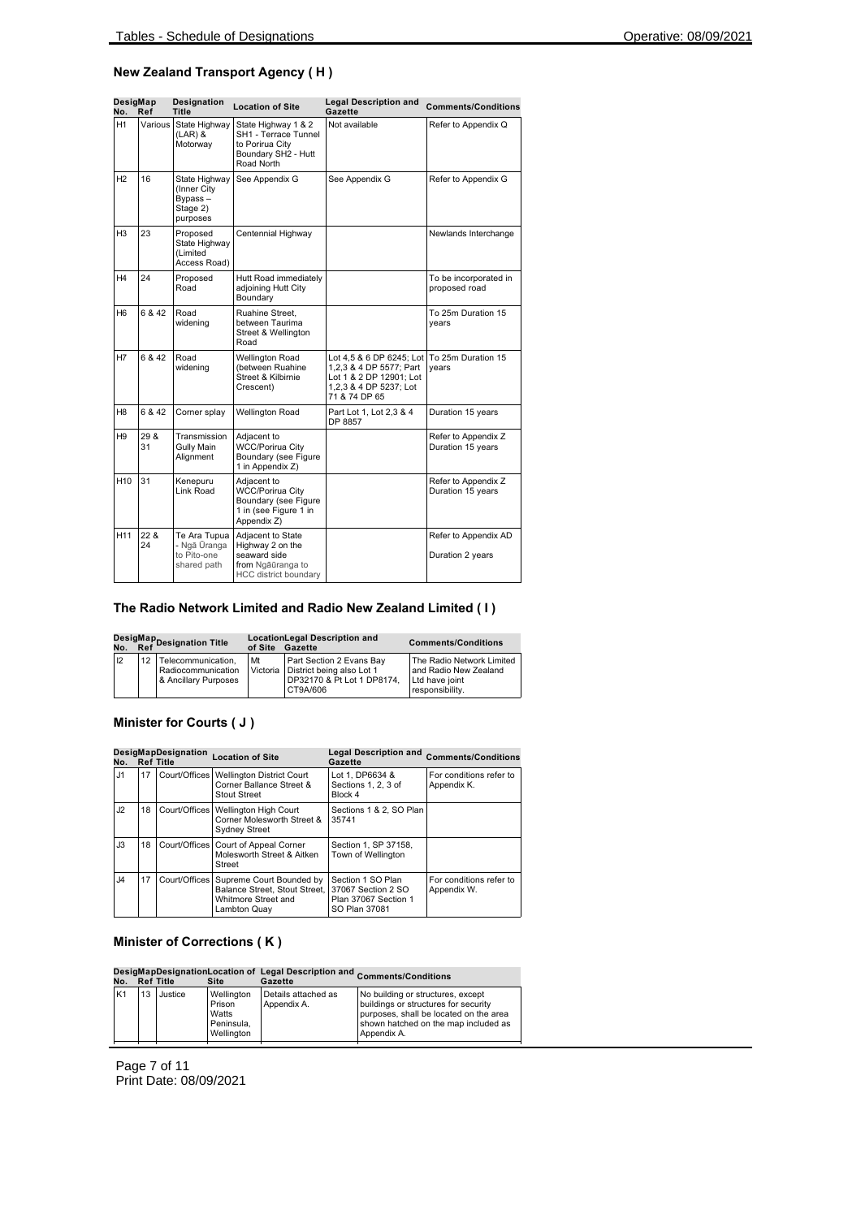## New Zealand Transport Agency ( H )

| Desig No. | Map Ref | Designation Title | Location of Site | Legal Description and Gazette | Comments/Conditions |
|---|---|---|---|---|---|
| H1 | Various | State Highway (LAR) & Motorway | State Highway 1 & 2 SH1 - Terrace Tunnel to Porirua City Boundary SH2 - Hutt Road North | Not available | Refer to Appendix Q |
| H2 | 16 | State Highway (Inner City Bypass – Stage 2) purposes | See Appendix G | See Appendix G | Refer to Appendix G |
| H3 | 23 | Proposed State Highway (Limited Access Road) | Centennial Highway | | Newlands Interchange |
| H4 | 24 | Proposed Road | Hutt Road immediately adjoining Hutt City Boundary | | To be incorporated in proposed road |
| H6 | 6 & 42 | Road widening | Ruahine Street, between Taurima Street & Wellington Road | | To 25m Duration 15 years |
| H7 | 6 & 42 | Road widening | Wellington Road (between Ruahine Street & Kilbirnie Crescent) | Lot 4,5 & 6 DP 6245; Lot 1,2,3 & 4 DP 5577; Part Lot 1 & 2 DP 12901; Lot 1,2,3 & 4 DP 5237; Lot 71 & 74 DP 65 | To 25m Duration 15 years |
| H8 | 6 & 42 | Corner splay | Wellington Road | Part Lot 1, Lot 2,3 & 4 DP 8857 | Duration 15 years |
| H9 | 29 & 31 | Transmission Gully Main Alignment | Adjacent to WCC/Porirua City Boundary (see Figure 1 in Appendix Z) | | Refer to Appendix Z Duration 15 years |
| H10 | 31 | Kenepuru Link Road | Adjacent to WCC/Porirua City Boundary (see Figure 1 in (see Figure 1 in Appendix Z) | | Refer to Appendix Z Duration 15 years |
| H11 | 22 & 24 | Te Ara Tupua - Ngā Ūranga to Pito-one shared path | Adjacent to State Highway 2 on the seaward side from Ngāūranga to HCC district boundary | | Refer to Appendix AD<br><br>Duration 2 years |

## The Radio Network Limited and Radio New Zealand Limited ( I )

| Desig No. | Map Ref | Designation Title | Location of Site | Legal Description and Gazette | Comments/Conditions |
|---|---|---|---|---|---|
| I2 | 12 | Telecommunication, Radiocommunication & Ancillary Purposes | Mt Victoria | Part Section 2 Evans Bay District being also Lot 1 DP32170 & Pt Lot 1 DP8174, CT9A/606 | The Radio Network Limited and Radio New Zealand Ltd have joint responsibility. |

## Minister for Courts ( J )

| Desig No. | Map Ref | Designation Title | Location of Site | Legal Description and Gazette | Comments/Conditions |
|---|---|---|---|---|---|
| J1 | 17 | Court/Offices | Wellington District Court Corner Ballance Street & Stout Street | Lot 1, DP6634 & Sections 1, 2, 3 of Block 4 | For conditions refer to Appendix K. |
| J2 | 18 | Court/Offices | Wellington High Court Corner Molesworth Street & Sydney Street | Sections 1 & 2, SO Plan 35741 | |
| J3 | 18 | Court/Offices | Court of Appeal Corner Molesworth Street & Aitken Street | Section 1, SP 37158, Town of Wellington | |
| J4 | 17 | Court/Offices | Supreme Court Bounded by Balance Street, Stout Street, Whitmore Street and Lambton Quay | Section 1 SO Plan 37067 Section 2 SO Plan 37067 Section 1 SO Plan 37081 | For conditions refer to Appendix W. |

## Minister of Corrections ( K )

| Desig No. | Map Ref | Designation Title | Location of Site | Legal Description and Gazette | Comments/Conditions |
|---|---|---|---|---|---|
| K1 | 13 | Justice | Wellington Prison Watts Peninsula, Wellington | Details attached as Appendix A. | No building or structures, except buildings or structures for security purposes, shall be located on the area shown hatched on the map included as Appendix A. |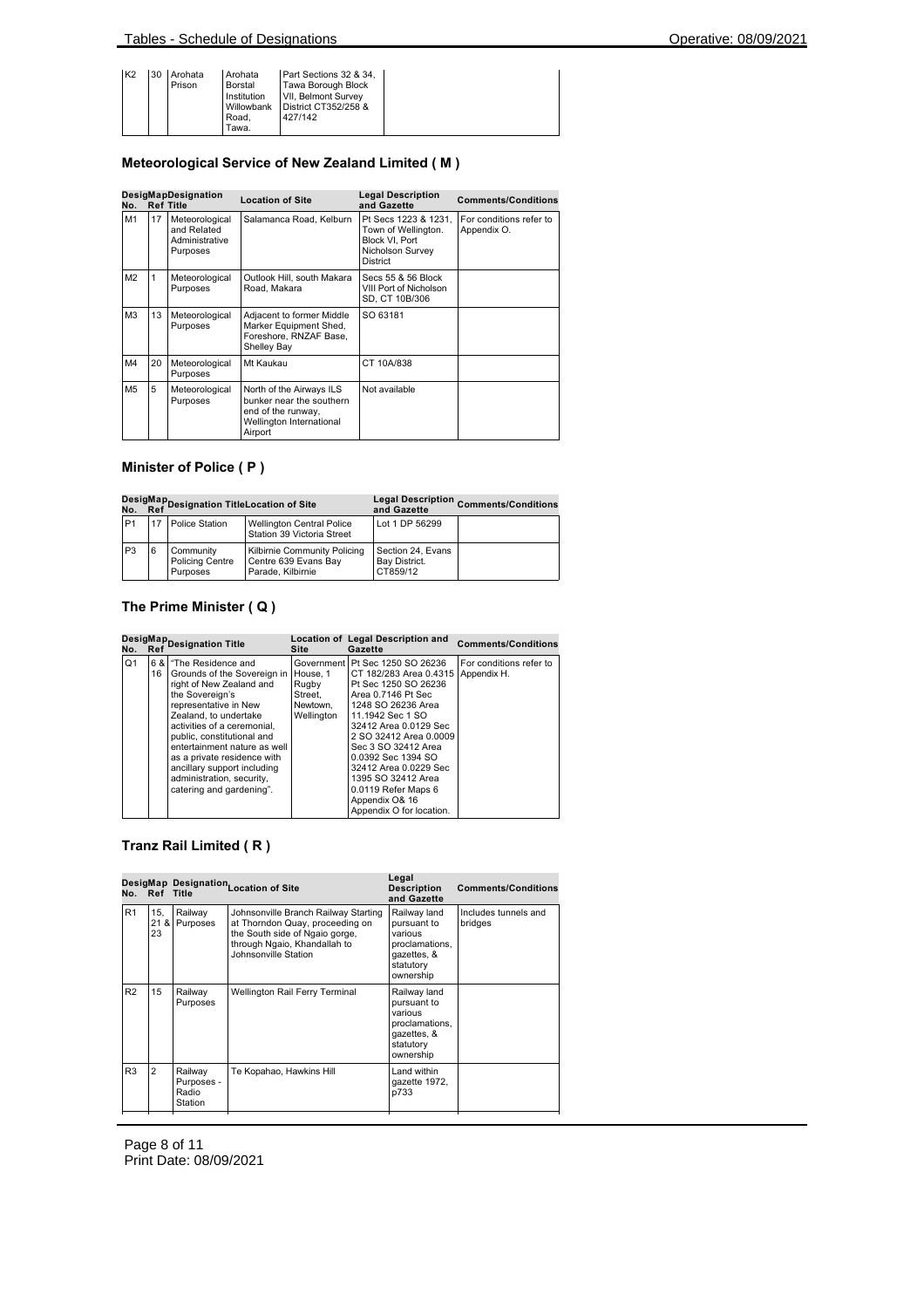| K2 | 30 | Arohata Prison | Arohata Borstal Institution Willowbank Road, Tawa. | Part Sections 32 & 34, Tawa Borough Block VII, Belmont Survey District CT352/258 & 427/142 | |
|---|---|---|---|---|---|

## Meteorological Service of New Zealand Limited ( M )

| Desig No. | Map Ref | Designation Title | Location of Site | Legal Description and Gazette | Comments/Conditions |
|---|---|---|---|---|---|
| M1 | 17 | Meteorological and Related Administrative Purposes | Salamanca Road, Kelburn | Pt Secs 1223 & 1231, Town of Wellington. Block VI, Port Nicholson Survey District | For conditions refer to Appendix O. |
| M2 | 1 | Meteorological Purposes | Outlook Hill, south Makara Road, Makara | Secs 55 & 56 Block VIII Port of Nicholson SD, CT 10B/306 | |
| M3 | 13 | Meteorological Purposes | Adjacent to former Middle Marker Equipment Shed, Foreshore, RNZAF Base, Shelley Bay | SO 63181 | |
| M4 | 20 | Meteorological Purposes | Mt Kaukau | CT 10A/838 | |
| M5 | 5 | Meteorological Purposes | North of the Airways ILS bunker near the southern end of the runway, Wellington International Airport | Not available | |

## Minister of Police ( P )

| Desig No. | Map Ref | Designation Title | Location of Site | Legal Description and Gazette | Comments/Conditions |
|---|---|---|---|---|---|
| P1 | 17 | Police Station | Wellington Central Police Station 39 Victoria Street | Lot 1 DP 56299 | |
| P3 | 6 | Community Policing Centre Purposes | Kilbirnie Community Policing Centre 639 Evans Bay Parade, Kilbirnie | Section 24, Evans Bay District. CT859/12 | |

## The Prime Minister ( Q )

| Desig No. | Map Ref | Designation Title | Location of Site | Legal Description and Gazette | Comments/Conditions |
|---|---|---|---|---|---|
| Q1 | 6 & 16 | "The Residence and Grounds of the Sovereign in right of New Zealand and the Sovereign's representative in New Zealand, to undertake activities of a ceremonial, public, constitutional and entertainment nature as well as a private residence with ancillary support including administration, security, catering and gardening". | Government House, 1 Rugby Street, Newtown, Wellington | Pt Sec 1250 SO 26236 CT 182/283 Area 0.4315 Pt Sec 1250 SO 26236 Area 0.7146 Pt Sec 1248 SO 26236 Area 11.1942 Sec 1 SO 32412 Area 0.0129 Sec 2 SO 32412 Area 0.0009 Sec 3 SO 32412 Area 0.0392 Sec 1394 SO 32412 Area 0.0229 Sec 1395 SO 32412 Area 0.0119 Refer Maps 6 Appendix O& 16 Appendix O for location. | For conditions refer to Appendix H. |

## Tranz Rail Limited ( R )

| Desig No. | Map Ref | Designation Title | Location of Site | Legal Description and Gazette | Comments/Conditions |
|---|---|---|---|---|---|
| R1 | 15, 21 & 23 | Railway Purposes | Johnsonville Branch Railway Starting at Thorndon Quay, proceeding on the South side of Ngaio gorge, through Ngaio, Khandallah to Johnsonville Station | Railway land pursuant to various proclamations, gazettes, & statutory ownership | Includes tunnels and bridges |
| R2 | 15 | Railway Purposes | Wellington Rail Ferry Terminal | Railway land pursuant to various proclamations, gazettes, & statutory ownership | |
| R3 | 2 | Railway Purposes - Radio Station | Te Kopahao, Hawkins Hill | Land within gazette 1972, p733 | |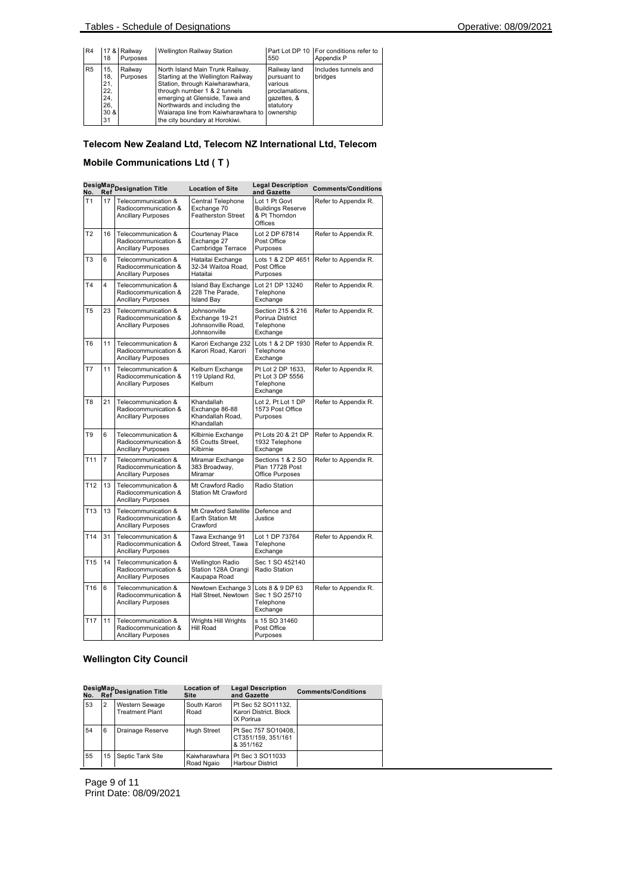| R4 | 17 & 18 | Railway Purposes | Wellington Railway Station | Part Lot DP 10 550 | For conditions refer to Appendix P |
|---|---|---|---|---|---|
| R5 | 15, 18, 21, 22, 24, 26, 30 & 31 | Railway Purposes | North Island Main Trunk Railway. Starting at the Wellington Railway Station, through Kaiwharawhara, through number 1 & 2 tunnels emerging at Glenside, Tawa and Northwards and including the Waiarapa line from Kaiwharawhara to the city boundary at Horokiwi. | Railway land pursuant to various proclamations, gazettes, & statutory ownership | Includes tunnels and bridges |

### Telecom New Zealand Ltd, Telecom NZ International Ltd, Telecom Mobile Communications Ltd ( T )

| Desig No. | Map Ref | Designation Title | Location of Site | Legal Description and Gazette | Comments/Conditions |
|---|---|---|---|---|---|
| T1 | 17 | Telecommunication & Radiocommunication & Ancillary Purposes | Central Telephone Exchange 70 Featherston Street | Lot 1 Pt Govt Buildings Reserve & Pt Thorndon Offices | Refer to Appendix R. |
| T2 | 16 | Telecommunication & Radiocommunication & Ancillary Purposes | Courtenay Place Exchange 27 Cambridge Terrace | Lot 2 DP 67814 Post Office Purposes | Refer to Appendix R. |
| T3 | 6 | Telecommunication & Radiocommunication & Ancillary Purposes | Hataitai Exchange 32-34 Waitoa Road, Hataitai | Lots 1 & 2 DP 4651 Post Office Purposes | Refer to Appendix R. |
| T4 | 4 | Telecommunication & Radiocommunication & Ancillary Purposes | Island Bay Exchange 228 The Parade, Island Bay | Lot 21 DP 13240 Telephone Exchange | Refer to Appendix R. |
| T5 | 23 | Telecommunication & Radiocommunication & Ancillary Purposes | Johnsonville Exchange 19-21 Johnsonville Road, Johnsonville | Section 215 & 216 Porirua District Telephone Exchange | Refer to Appendix R. |
| T6 | 11 | Telecommunication & Radiocommunication & Ancillary Purposes | Karori Exchange 232 Karori Road, Karori | Lots 1 & 2 DP 1930 Telephone Exchange | Refer to Appendix R. |
| T7 | 11 | Telecommunication & Radiocommunication & Ancillary Purposes | Kelburn Exchange 119 Upland Rd, Kelburn | Pt Lot 2 DP 1633, Pt Lot 3 DP 5556 Telephone Exchange | Refer to Appendix R. |
| T8 | 21 | Telecommunication & Radiocommunication & Ancillary Purposes | Khandallah Exchange 86-88 Khandallah Road, Khandallah | Lot 2, Pt Lot 1 DP 1573 Post Office Purposes | Refer to Appendix R. |
| T9 | 6 | Telecommunication & Radiocommunication & Ancillary Purposes | Kilbirnie Exchange 55 Coutts Street, Kilbirnie | Pt Lots 20 & 21 DP 1932 Telephone Exchange | Refer to Appendix R. |
| T11 | 7 | Telecommunication & Radiocommunication & Ancillary Purposes | Miramar Exchange 383 Broadway, Miramar | Sections 1 & 2 SO Plan 17728 Post Office Purposes | Refer to Appendix R. |
| T12 | 13 | Telecommunication & Radiocommunication & Ancillary Purposes | Mt Crawford Radio Station Mt Crawford | Radio Station | |
| T13 | 13 | Telecommunication & Radiocommunication & Ancillary Purposes | Mt Crawford Satellite Earth Station Mt Crawford | Defence and Justice | |
| T14 | 31 | Telecommunication & Radiocommunication & Ancillary Purposes | Tawa Exchange 91 Oxford Street, Tawa | Lot 1 DP 73764 Telephone Exchange | Refer to Appendix R. |
| T15 | 14 | Telecommunication & Radiocommunication & Ancillary Purposes | Wellington Radio Station 128A Orangi Kaupapa Road | Sec 1 SO 452140 Radio Station | |
| T16 | 6 | Telecommunication & Radiocommunication & Ancillary Purposes | Newtown Exchange 3 Hall Street, Newtown | Lots 8 & 9 DP 63 Sec 1 SO 25710 Telephone Exchange | Refer to Appendix R. |
| T17 | 11 | Telecommunication & Radiocommunication & Ancillary Purposes | Wrights Hill Wrights Hill Road | s 15 SO 31460 Post Office Purposes | |

### Wellington City Council

| Desig No. | Map Ref | Designation Title | Location of Site | Legal Description and Gazette | Comments/Conditions |
|---|---|---|---|---|---|
| 53 | 2 | Western Sewage Treatment Plant | South Karori Road | Pt Sec 52 SO11132, Karori District. Block IX Porirua | |
| 54 | 6 | Drainage Reserve | Hugh Street | Pt Sec 757 SO10408, CT351/159, 351/161 & 351/162 | |
| 55 | 15 | Septic Tank Site | Kaiwharawhara Road Ngaio | Pt Sec 3 SO11033 Harbour District | |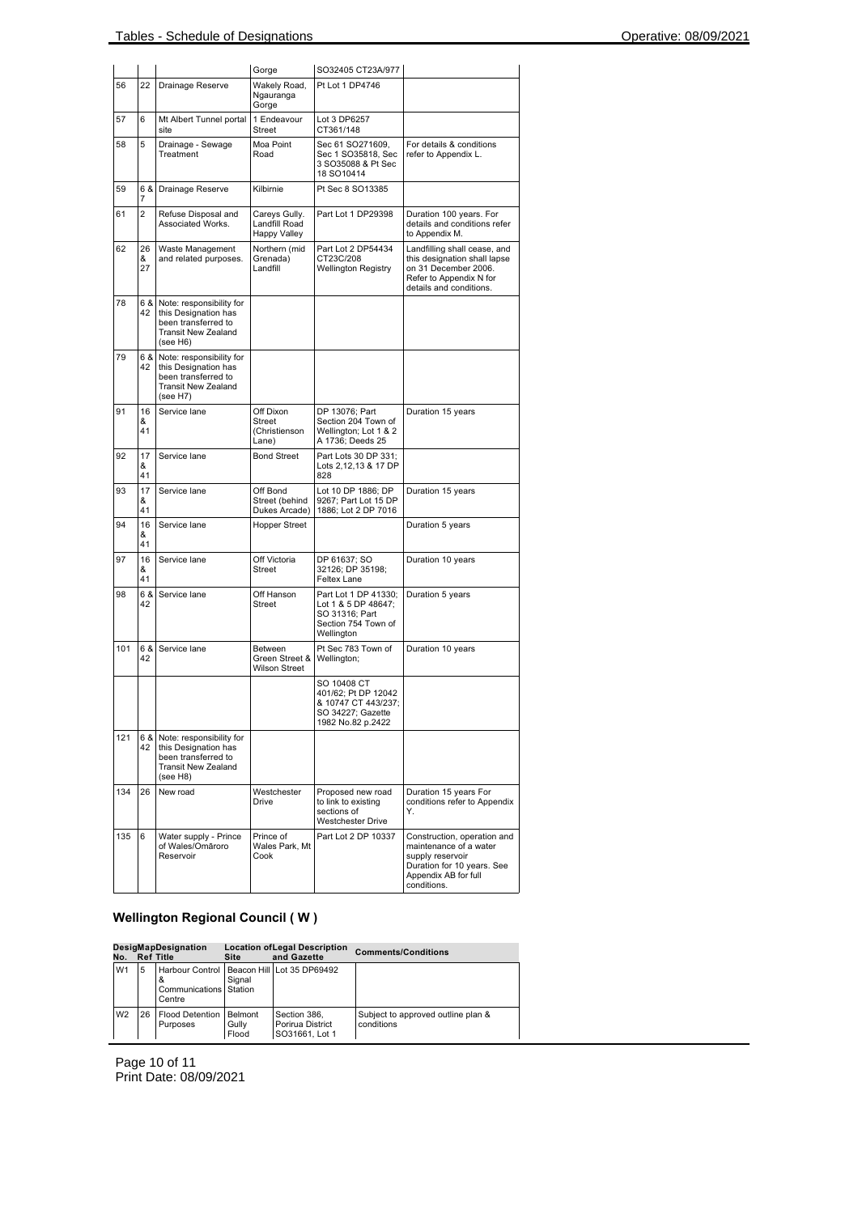| | | | Gorge | SO32405 CT23A/977 | |
|---|---|---|---|---|---|
| 56 | 22 | Drainage Reserve | Wakely Road, Ngauranga Gorge | Pt Lot 1 DP4746 | |
| 57 | 6 | Mt Albert Tunnel portal site | 1 Endeavour Street | Lot 3 DP6257 CT361/148 | |
| 58 | 5 | Drainage - Sewage Treatment | Moa Point Road | Sec 61 SO271609, Sec 1 SO35818, Sec 3 SO35088 & Pt Sec 18 SO10414 | For details & conditions refer to Appendix L. |
| 59 | 6 & 7 | Drainage Reserve | Kilbirnie | Pt Sec 8 SO13385 | |
| 61 | 2 | Refuse Disposal and Associated Works. | Careys Gully. Landfill Road Happy Valley | Part Lot 1 DP29398 | Duration 100 years. For details and conditions refer to Appendix M. |
| 62 | 26 & 27 | Waste Management and related purposes. | Northern (mid Grenada) Landfill | Part Lot 2 DP54434 CT23C/208 Wellington Registry | Landfilling shall cease, and this designation shall lapse on 31 December 2006. Refer to Appendix N for details and conditions. |
| 78 | 6 & 42 | Note: responsibility for this Designation has been transferred to Transit New Zealand (see H6) | | | |
| 79 | 6 & 42 | Note: responsibility for this Designation has been transferred to Transit New Zealand (see H7) | | | |
| 91 | 16 & 41 | Service lane | Off Dixon Street (Christienson Lane) | DP 13076; Part Section 204 Town of Wellington; Lot 1 & 2 A 1736; Deeds 25 | Duration 15 years |
| 92 | 17 & 41 | Service lane | Bond Street | Part Lots 30 DP 331; Lots 2,12,13 & 17 DP 828 | |
| 93 | 17 & 41 | Service lane | Off Bond Street (behind Dukes Arcade) | Lot 10 DP 1886; DP 9267; Part Lot 15 DP 1886; Lot 2 DP 7016 | Duration 15 years |
| 94 | 16 & 41 | Service lane | Hopper Street | | Duration 5 years |
| 97 | 16 & 41 | Service lane | Off Victoria Street | DP 61637; SO 32126; DP 35198; Feltex Lane | Duration 10 years |
| 98 | 6 & 42 | Service lane | Off Hanson Street | Part Lot 1 DP 41330; Lot 1 & 5 DP 48647; SO 31316; Part Section 754 Town of Wellington | Duration 5 years |
| 101 | 6 & 42 | Service lane | Between Green Street & Wilson Street | Pt Sec 783 Town of Wellington; | Duration 10 years |
| | | | | SO 10408 CT 401/62; Pt DP 12042 & 10747 CT 443/237; SO 34227; Gazette 1982 No.82 p.2422 | |
| 121 | 6 & 42 | Note: responsibility for this Designation has been transferred to Transit New Zealand (see H8) | | | |
| 134 | 26 | New road | Westchester Drive | Proposed new road to link to existing sections of Westchester Drive | Duration 15 years For conditions refer to Appendix Y. |
| 135 | 6 | Water supply - Prince of Wales/Omāroro Reservoir | Prince of Wales Park, Mt Cook | Part Lot 2 DP 10337 | Construction, operation and maintenance of a water supply reservoir Duration for 10 years. See Appendix AB for full conditions. |

## Wellington Regional Council ( W )

| Desig No. | Map Ref | Designation Title | Location of Site | Legal Description and Gazette | Comments/Conditions |
|---|---|---|---|---|---|
| W1 | 5 | Harbour Control & Communications Centre | Beacon Hill Signal Station | Lot 35 DP69492 | |
| W2 | 26 | Flood Detention Purposes | Belmont Gully Flood | Section 386, Porirua District SO31661, Lot 1 | Subject to approved outline plan & conditions |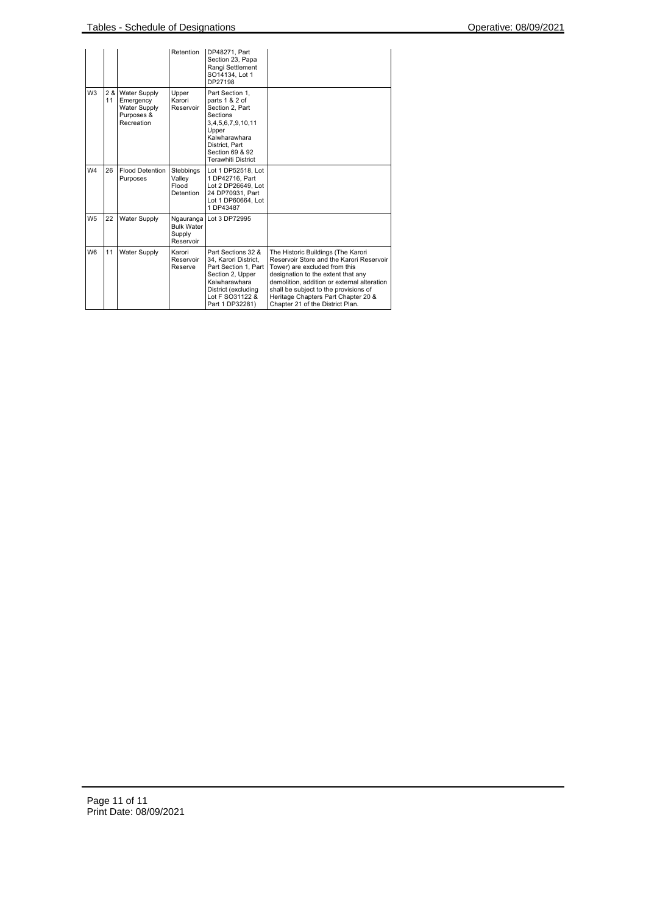| | | | | | |
|---|---|---|---|---|---|
| | | | Retention | DP48271, Part Section 23, Papa Rangi Settlement SO14134, Lot 1 DP27198 | |
| W3 | 2 & 11 | Water Supply Emergency Water Supply Purposes & Recreation | Upper Karori Reservoir | Part Section 1, parts 1 & 2 of Section 2, Part Sections 3,4,5,6,7,9,10,11 Upper Kaiwharawhara District, Part Section 69 & 92 Terawhiti District | |
| W4 | 26 | Flood Detention Purposes | Stebbings Valley Flood Detention | Lot 1 DP52518, Lot 1 DP42716, Part Lot 2 DP26649, Lot 24 DP70931, Part Lot 1 DP60664, Lot 1 DP43487 | |
| W5 | 22 | Water Supply | Ngauranga Bulk Water Supply Reservoir | Lot 3 DP72995 | |
| W6 | 11 | Water Supply | Karori Reservoir Reserve | Part Sections 32 & 34, Karori District, Part Section 1, Part Section 2, Upper Kaiwharawhara District (excluding Lot F SO31122 & Part 1 DP32281) | The Historic Buildings (The Karori Reservoir Store and the Karori Reservoir Tower) are excluded from this designation to the extent that any demolition, addition or external alteration shall be subject to the provisions of Heritage Chapters Part Chapter 20 & Chapter 21 of the District Plan. |